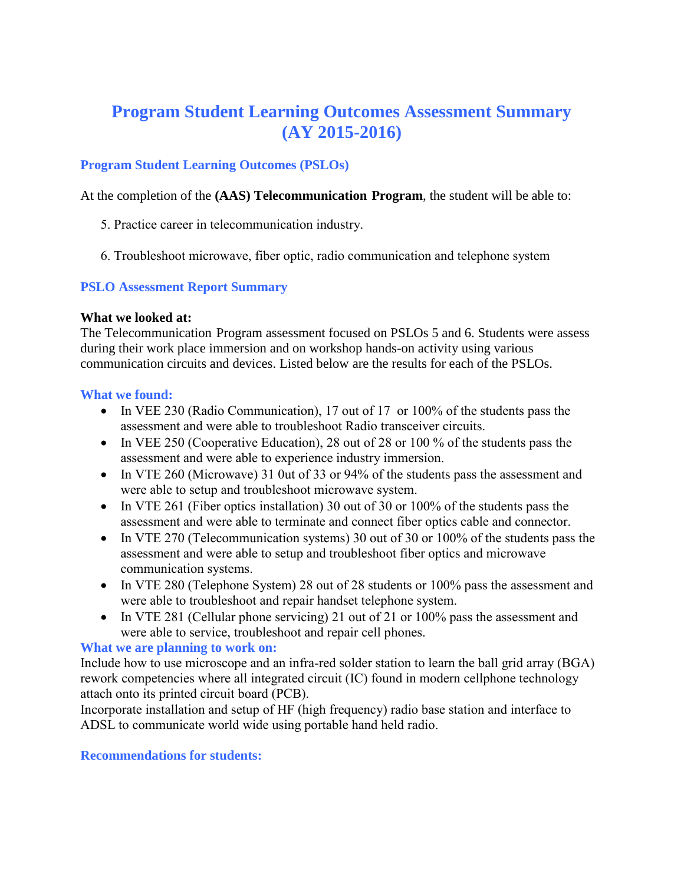# Program Student Learning Outcomes Assessment Summary (AY 2015-2016)

## Program Student Learning Outcomes (PSLOs)

At the completion of the **(AAS) Telecommunication Program**, the student will be able to:

5. Practice career in telecommunication industry.

6. Troubleshoot microwave, fiber optic, radio communication and telephone system

## PSLO Assessment Report Summary

**What we looked at:**
The Telecommunication Program assessment focused on PSLOs 5 and 6. Students were assess during their work place immersion and on workshop hands-on activity using various communication circuits and devices. Listed below are the results for each of the PSLOs.

### What we found:

- In VEE 230 (Radio Communication), 17 out of 17 or 100% of the students pass the assessment and were able to troubleshoot Radio transceiver circuits.
- In VEE 250 (Cooperative Education), 28 out of 28 or 100 % of the students pass the assessment and were able to experience industry immersion.
- In VTE 260 (Microwave) 31 0ut of 33 or 94% of the students pass the assessment and were able to setup and troubleshoot microwave system.
- In VTE 261 (Fiber optics installation) 30 out of 30 or 100% of the students pass the assessment and were able to terminate and connect fiber optics cable and connector.
- In VTE 270 (Telecommunication systems) 30 out of 30 or 100% of the students pass the assessment and were able to setup and troubleshoot fiber optics and microwave communication systems.
- In VTE 280 (Telephone System) 28 out of 28 students or 100% pass the assessment and were able to troubleshoot and repair handset telephone system.
- In VTE 281 (Cellular phone servicing) 21 out of 21 or 100% pass the assessment and were able to service, troubleshoot and repair cell phones.

### What we are planning to work on:

Include how to use microscope and an infra-red solder station to learn the ball grid array (BGA) rework competencies where all integrated circuit (IC) found in modern cellphone technology attach onto its printed circuit board (PCB).
Incorporate installation and setup of HF (high frequency) radio base station and interface to ADSL to communicate world wide using portable hand held radio.

### Recommendations for students: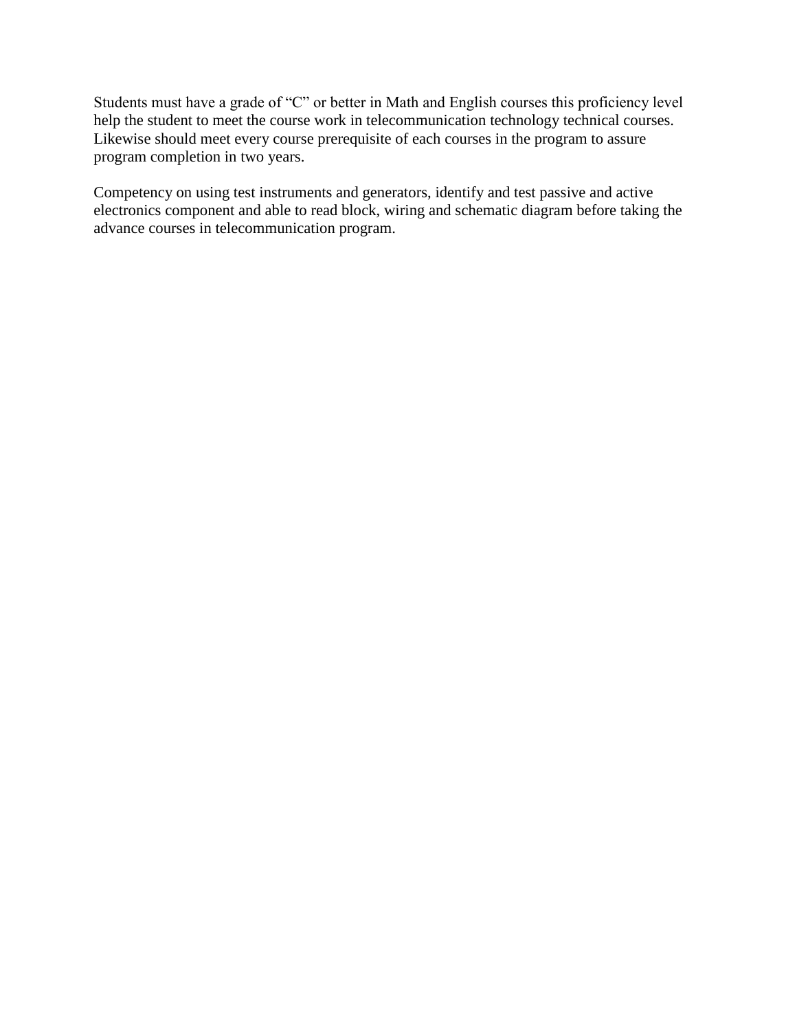Students must have a grade of "C" or better in Math and English courses this proficiency level help the student to meet the course work in telecommunication technology technical courses. Likewise should meet every course prerequisite of each courses in the program to assure program completion in two years.

Competency on using test instruments and generators, identify and test passive and active electronics component and able to read block, wiring and schematic diagram before taking the advance courses in telecommunication program.